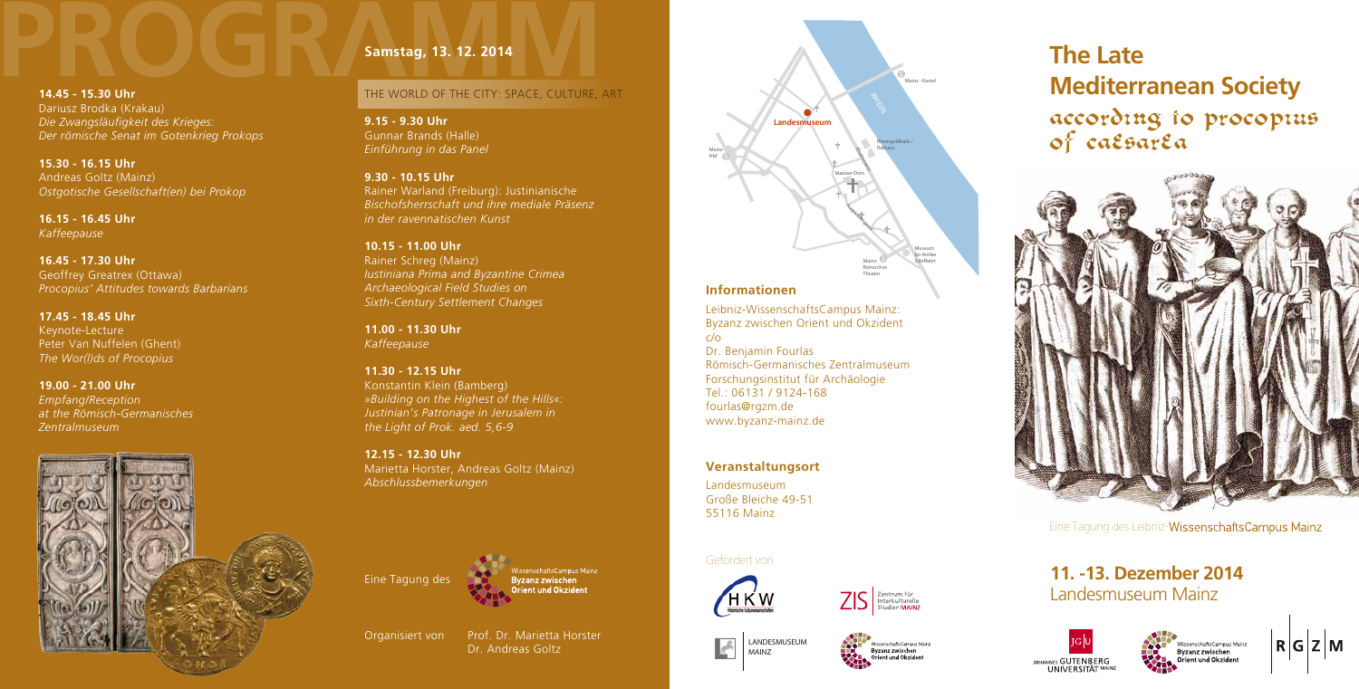# PROGRAMM

**14.45 - 15.30 Uhr**
Dariusz Brodka (Krakau)
*Die Zwangsläufigkeit des Krieges: Der römische Senat im Gotenkrieg Prokops*

**15.30 - 16.15 Uhr**
Andreas Goltz (Mainz)
*Ostgotische Gesellschaft(en) bei Prokop*

**16.15 - 16.45 Uhr**
*Kaffeepause*

**16.45 - 17.30 Uhr**
Geoffrey Greatrex (Ottawa)
*Procopius' Attitudes towards Barbarians*

**17.45 - 18.45 Uhr**
Keynote-Lecture
Peter Van Nuffelen (Ghent)
*The Wor(l)ds of Procopius*

**19.00 - 21.00 Uhr**
*Empfang/Reception at the Römisch-Germanisches Zentralmuseum*

## Samstag, 13. 12. 2014

THE WORLD OF THE CITY: SPACE, CULTURE, ART

**9.15 - 9.30 Uhr**
Gunnar Brands (Halle)
*Einführung in das Panel*

**9.30 - 10.15 Uhr**
Rainer Warland (Freiburg): Justinianische
*Bischofsherrschaft und ihre mediale Präsenz in der ravennatischen Kunst*

**10.15 - 11.00 Uhr**
Rainer Schreg (Mainz)
*Iustiniana Prima and Byzantine Crimea Archaeological Field Studies on Sixth-Century Settlement Changes*

**11.00 - 11.30 Uhr**
*Kaffeepause*

**11.30 - 12.15 Uhr**
Konstantin Klein (Bamberg)
*»Building on the Highest of the Hills«: Justinian's Patronage in Jerusalem in the Light of Prok. aed. 5,6-9*

**12.15 - 12.30 Uhr**
Marietta Horster, Andreas Goltz (Mainz)
*Abschlussbemerkungen*

Eine Tagung des WissenschaftsCampus Mainz Byzanz zwischen Orient und Okzident

Organisiert von Prof. Dr. Marietta Horster, Dr. Andreas Goltz

Landesmuseum
Mainz Hbf
Mainz - Kastel
Rhein
Rheingoldhalle / Rathaus
Mainzer Dom
Museum für Antike Schiffahrt
Mainz Römisches Theater

### Informationen

Leibniz-WissenschaftsCampus Mainz:
Byzanz zwischen Orient und Okzident
c/o
Dr. Benjamin Fourlas
Römisch-Germanisches Zentralmuseum
Forschungsinstitut für Archäologie
Tel.: 06131 / 9124-168
fourlas@rgzm.de
www.byzanz-mainz.de

### Veranstaltungsort

Landesmuseum
Große Bleiche 49-51
55116 Mainz

Gefördert von

HKW Historische Kulturwissenschaften
ZIS Zentrum für Interkulturelle Studien MAINZ
LANDESMUSEUM MAINZ
WissenschaftsCampus Mainz Byzanz zwischen Orient und Okzident

# The Late Mediterranean Society according to Procopius of Caesarea

Eine Tagung des Leibniz-WissenschaftsCampus Mainz

## 11. -13. Dezember 2014
Landesmuseum Mainz

JGU JOHANNES GUTENBERG UNIVERSITÄT MAINZ
WissenschaftsCampus Mainz Byzanz zwischen Orient und Okzident
RGZM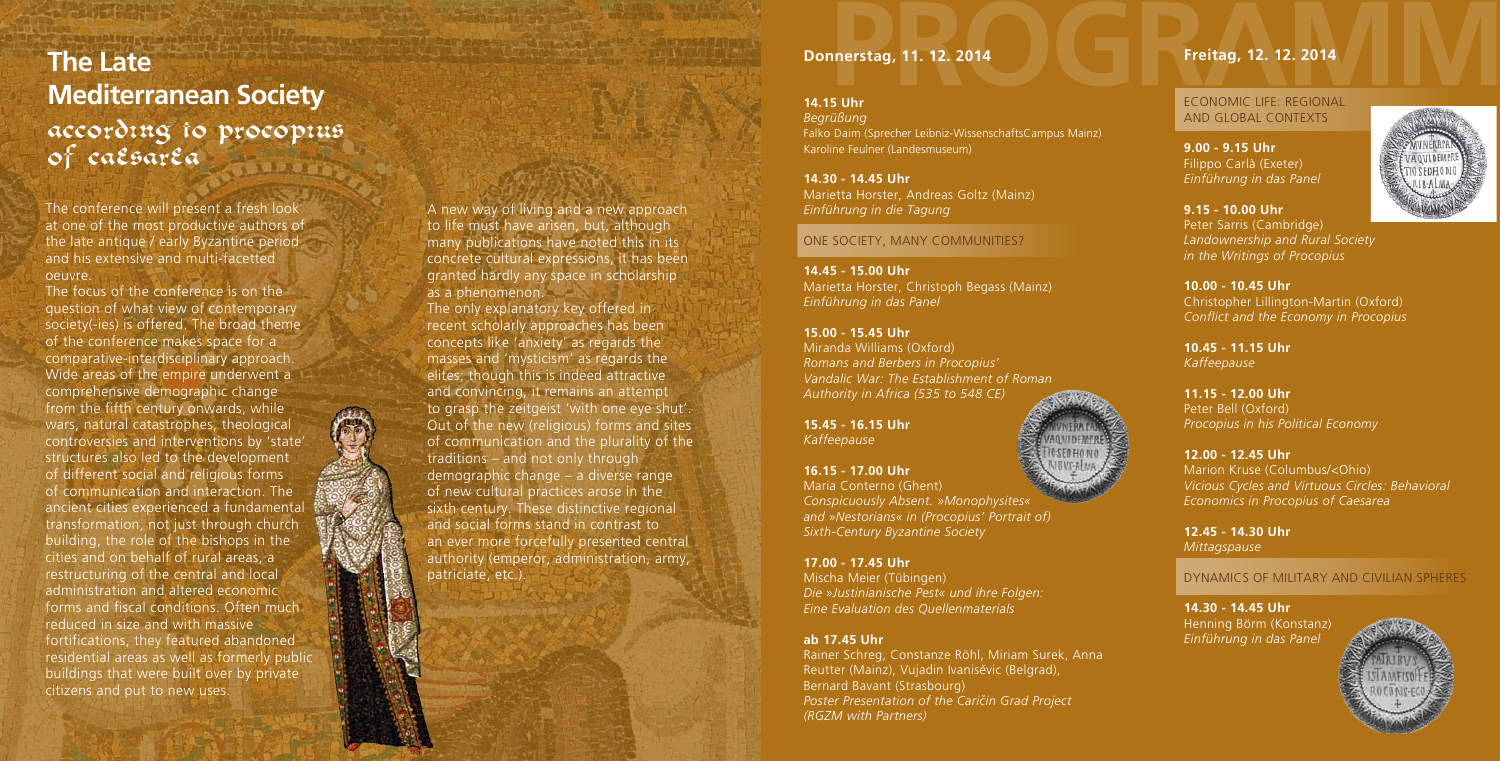# The Late Mediterranean Society

## according to Procopius of Caesarea

The conference will present a fresh look at one of the most productive authors of the late antique / early Byzantine period and his extensive and multi-facetted oeuvre.

The focus of the conference is on the question of what view of contemporary society(-ies) is offered. The broad theme of the conference makes space for a comparative-interdisciplinary approach. Wide areas of the empire underwent a comprehensive demographic change from the fifth century onwards, while wars, natural catastrophes, theological controversies and interventions by 'state' structures also led to the development of different social and religious forms of communication and interaction. The ancient cities experienced a fundamental transformation, not just through church building, the role of the bishops in the cities and on behalf of rural areas, a restructuring of the central and local administration and altered economic forms and fiscal conditions. Often much reduced in size and with massive fortifications, they featured abandoned residential areas as well as formerly public buildings that were built over by private citizens and put to new uses.

A new way of living and a new approach to life must have arisen, but, although many publications have noted this in its concrete cultural expressions, it has been granted hardly any space in scholarship as a phenomenon.

The only explanatory key offered in recent scholarly approaches has been concepts like 'anxiety' as regards the masses and 'mysticism' as regards the elites; though this is indeed attractive and convincing, it remains an attempt to grasp the zeitgeist 'with one eye shut'. Out of the new (religious) forms and sites of communication and the plurality of the traditions – and not only through demographic change – a diverse range of new cultural practices arose in the sixth century. These distinctive regional and social forms stand in contrast to an ever more forcefully presented central authority (emperor, administration, army, patriciate, etc.).

# PROGRAMM

## Donnerstag, 11. 12. 2014

**14.15 Uhr**
*Begrüßung*
Falko Daim (Sprecher Leibniz-WissenschaftsCampus Mainz)
Karoline Feulner (Landesmuseum)

**14.30 - 14.45 Uhr**
Marietta Horster, Andreas Goltz (Mainz)
*Einführung in die Tagung*

### ONE SOCIETY, MANY COMMUNITIES?

**14.45 - 15.00 Uhr**
Marietta Horster, Christoph Begass (Mainz)
*Einführung in das Panel*

**15.00 - 15.45 Uhr**
Miranda Williams (Oxford)
*Romans and Berbers in Procopius' Vandalic War: The Establishment of Roman Authority in Africa (535 to 548 CE)*

**15.45 - 16.15 Uhr**
*Kaffeepause*

**16.15 - 17.00 Uhr**
Maria Conterno (Ghent)
*Conspicuously Absent. »Monophysites« and »Nestorians« in (Procopius' Portrait of) Sixth-Century Byzantine Society*

**17.00 - 17.45 Uhr**
Mischa Meier (Tübingen)
*Die »Justinianische Pest« und ihre Folgen: Eine Evaluation des Quellenmaterials*

**ab 17.45 Uhr**
Rainer Schreg, Constanze Röhl, Miriam Surek, Anna Reutter (Mainz), Vujadin Ivanisévic (Belgrad), Bernard Bavant (Strasbourg)
*Poster Presentation of the Caričin Grad Project (RGZM with Partners)*

## Freitag, 12. 12. 2014

### ECONOMIC LIFE: REGIONAL AND GLOBAL CONTEXTS

**9.00 - 9.15 Uhr**
Filippo Carlà (Exeter)
*Einführung in das Panel*

**9.15 - 10.00 Uhr**
Peter Sarris (Cambridge)
*Landownership and Rural Society in the Writings of Procopius*

**10.00 - 10.45 Uhr**
Christopher Lillington-Martin (Oxford)
*Conflict and the Economy in Procopius*

**10.45 - 11.15 Uhr**
*Kaffeepause*

**11.15 - 12.00 Uhr**
Peter Bell (Oxford)
*Procopius in his Political Economy*

**12.00 - 12.45 Uhr**
Marion Kruse (Columbus/<Ohio)
*Vicious Cycles and Virtuous Circles: Behavioral Economics in Procopius of Caesarea*

**12.45 - 14.30 Uhr**
*Mittagspause*

### DYNAMICS OF MILITARY AND CIVILIAN SPHERES

**14.30 - 14.45 Uhr**
Henning Börm (Konstanz)
*Einführung in das Panel*